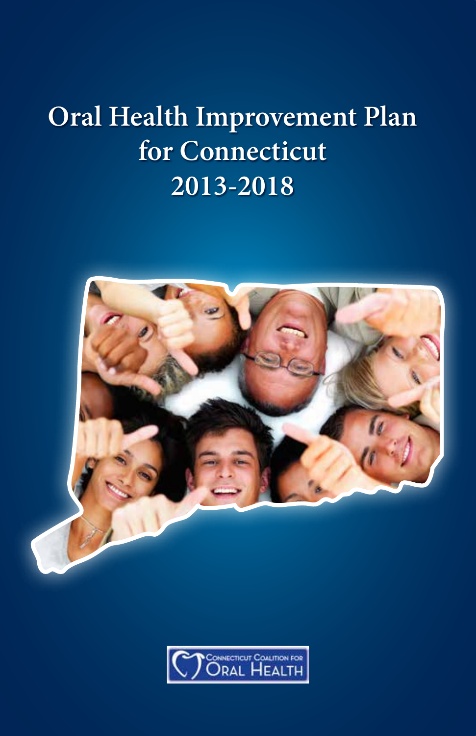# Oral Health Improvement Plan for Connecticut 2013-2018

Connecticut Coalition for Oral Health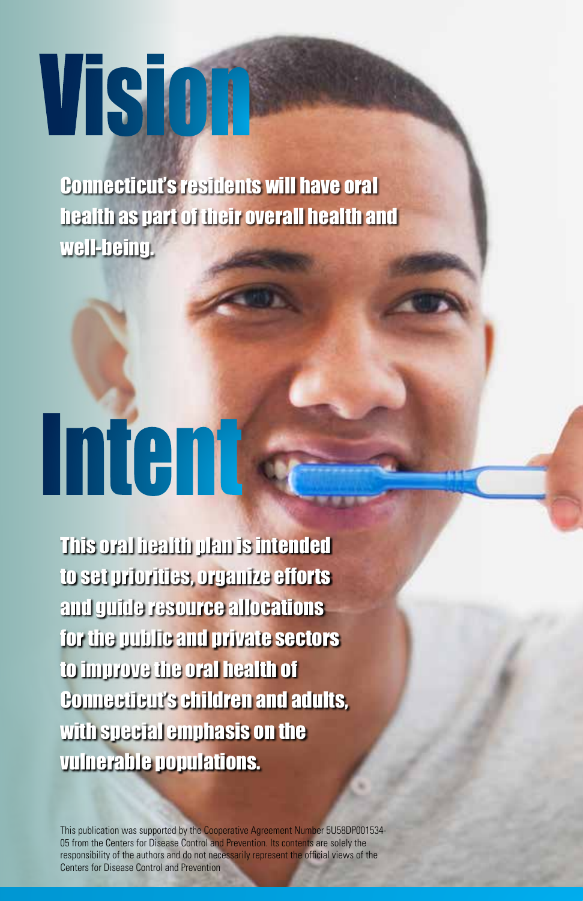# Vision

Connecticut's residents will have oral health as part of their overall health and well-being.

# Intent

This oral health plan is intended to set priorities, organize efforts and guide resource allocations for the public and private sectors to improve the oral health of Connecticut's children and adults, with special emphasis on the vulnerable populations.

This publication was supported by the Cooperative Agreement Number 5U58DP001534-05 from the Centers for Disease Control and Prevention. Its contents are solely the responsibility of the authors and do not necessarily represent the official views of the Centers for Disease Control and Prevention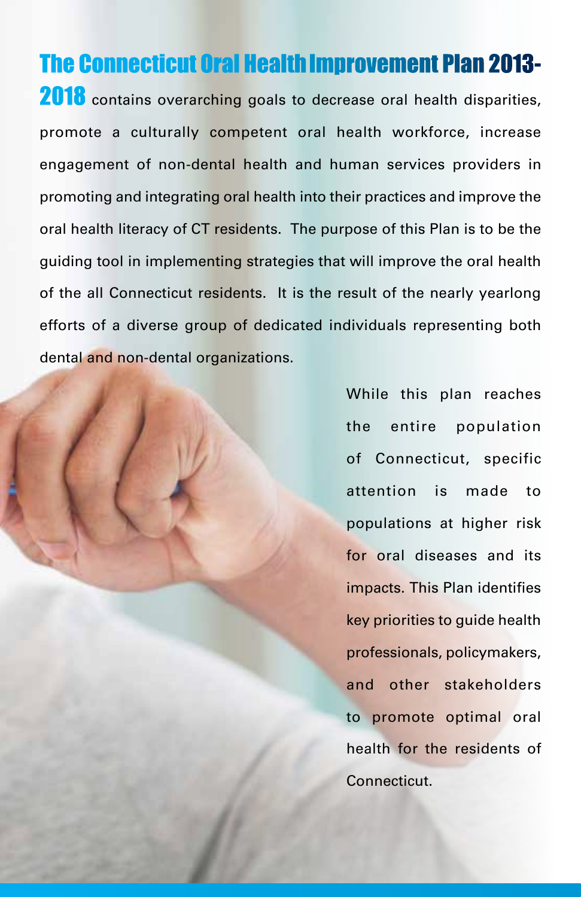**The Connecticut Oral Health Improvement Plan 2013-2018** contains overarching goals to decrease oral health disparities, promote a culturally competent oral health workforce, increase engagement of non-dental health and human services providers in promoting and integrating oral health into their practices and improve the oral health literacy of CT residents. The purpose of this Plan is to be the guiding tool in implementing strategies that will improve the oral health of the all Connecticut residents. It is the result of the nearly yearlong efforts of a diverse group of dedicated individuals representing both dental and non-dental organizations.

While this plan reaches the entire population of Connecticut, specific attention is made to populations at higher risk for oral diseases and its impacts. This Plan identifies key priorities to guide health professionals, policymakers, and other stakeholders to promote optimal oral health for the residents of Connecticut.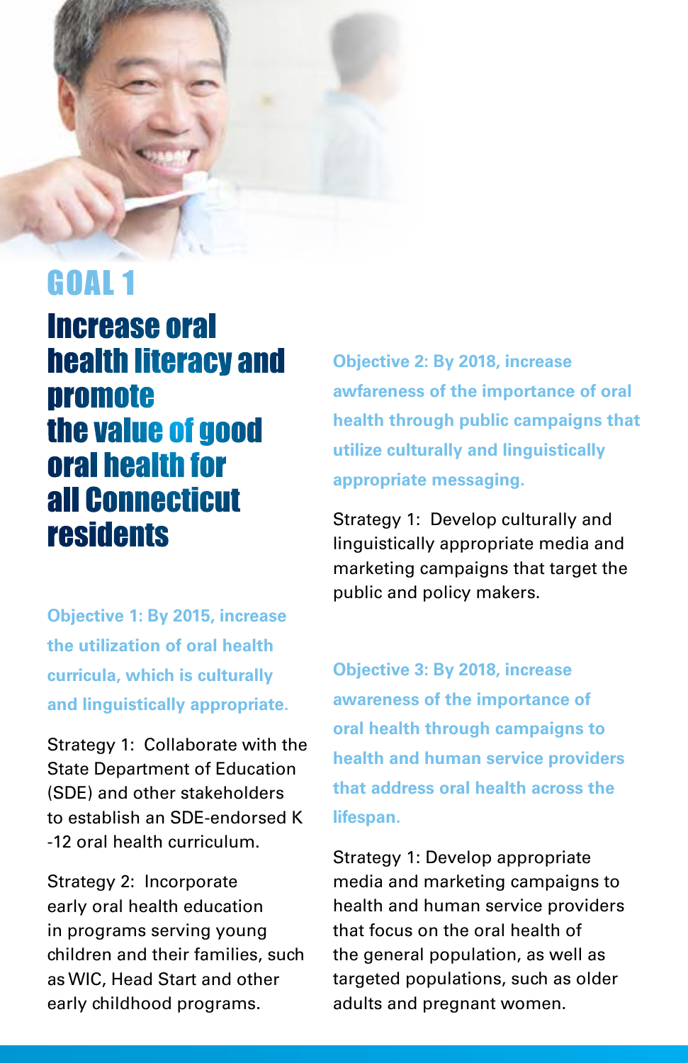# GOAL 1

## Increase oral health literacy and promote the value of good oral health for all Connecticut residents

### Objective 1: By 2015, increase the utilization of oral health curricula, which is culturally and linguistically appropriate.

Strategy 1: Collaborate with the State Department of Education (SDE) and other stakeholders to establish an SDE-endorsed K -12 oral health curriculum.

Strategy 2: Incorporate early oral health education in programs serving young children and their families, such as WIC, Head Start and other early childhood programs.

### Objective 2: By 2018, increase awfareness of the importance of oral health through public campaigns that utilize culturally and linguistically appropriate messaging.

Strategy 1: Develop culturally and linguistically appropriate media and marketing campaigns that target the public and policy makers.

### Objective 3: By 2018, increase awareness of the importance of oral health through campaigns to health and human service providers that address oral health across the lifespan.

Strategy 1: Develop appropriate media and marketing campaigns to health and human service providers that focus on the oral health of the general population, as well as targeted populations, such as older adults and pregnant women.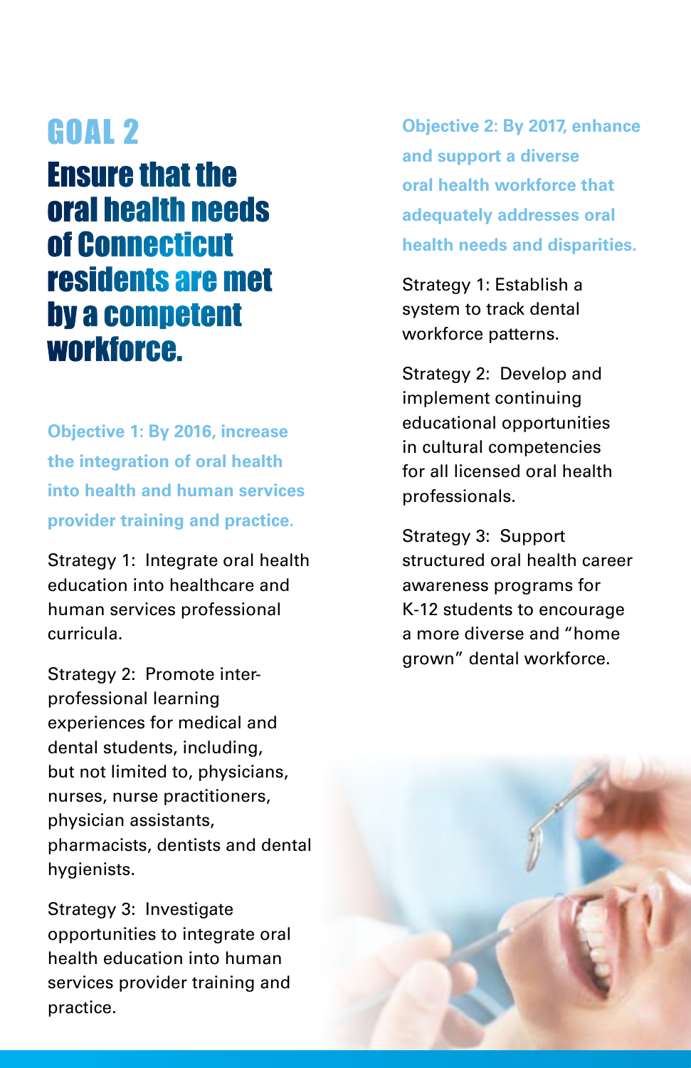# GOAL 2

## Ensure that the oral health needs of Connecticut residents are met by a competent workforce.

### Objective 1: By 2016, increase the integration of oral health into health and human services provider training and practice.

Strategy 1: Integrate oral health education into healthcare and human services professional curricula.

Strategy 2: Promote inter-professional learning experiences for medical and dental students, including, but not limited to, physicians, nurses, nurse practitioners, physician assistants, pharmacists, dentists and dental hygienists.

Strategy 3: Investigate opportunities to integrate oral health education into human services provider training and practice.

### Objective 2: By 2017, enhance and support a diverse oral health workforce that adequately addresses oral health needs and disparities.

Strategy 1: Establish a system to track dental workforce patterns.

Strategy 2: Develop and implement continuing educational opportunities in cultural competencies for all licensed oral health professionals.

Strategy 3: Support structured oral health career awareness programs for K-12 students to encourage a more diverse and "home grown" dental workforce.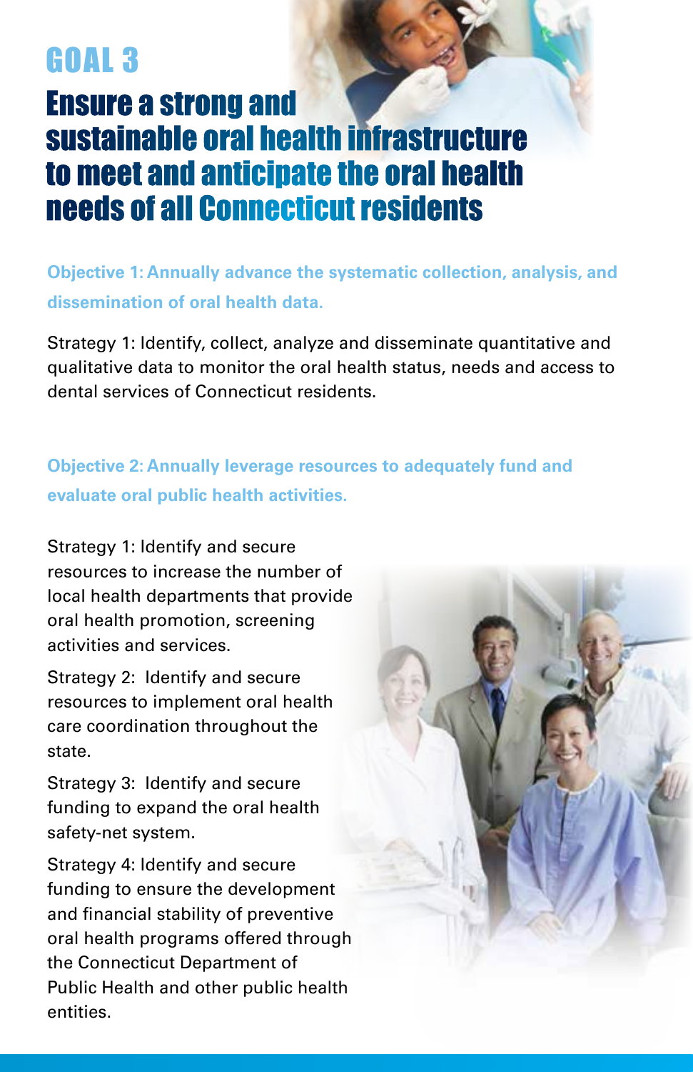# GOAL 3

## Ensure a strong and sustainable oral health infrastructure to meet and anticipate the oral health needs of all Connecticut residents

**Objective 1: Annually advance the systematic collection, analysis, and dissemination of oral health data.**

Strategy 1: Identify, collect, analyze and disseminate quantitative and qualitative data to monitor the oral health status, needs and access to dental services of Connecticut residents.

**Objective 2: Annually leverage resources to adequately fund and evaluate oral public health activities.**

Strategy 1: Identify and secure resources to increase the number of local health departments that provide oral health promotion, screening activities and services.

Strategy 2: Identify and secure resources to implement oral health care coordination throughout the state.

Strategy 3: Identify and secure funding to expand the oral health safety-net system.

Strategy 4: Identify and secure funding to ensure the development and financial stability of preventive oral health programs offered through the Connecticut Department of Public Health and other public health entities.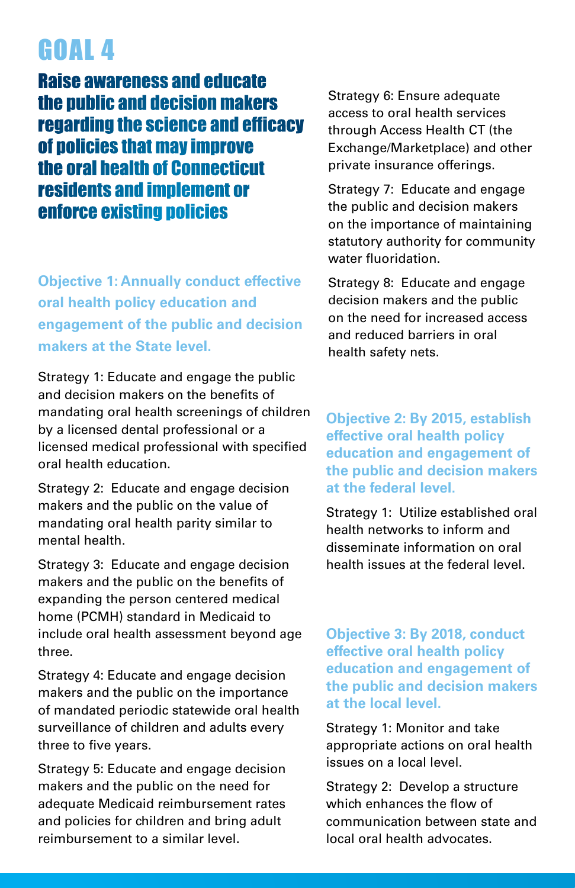# GOAL 4

## Raise awareness and educate the public and decision makers regarding the science and efficacy of policies that may improve the oral health of Connecticut residents and implement or enforce existing policies

### Objective 1: Annually conduct effective oral health policy education and engagement of the public and decision makers at the State level.

Strategy 1: Educate and engage the public and decision makers on the benefits of mandating oral health screenings of children by a licensed dental professional or a licensed medical professional with specified oral health education.

Strategy 2: Educate and engage decision makers and the public on the value of mandating oral health parity similar to mental health.

Strategy 3: Educate and engage decision makers and the public on the benefits of expanding the person centered medical home (PCMH) standard in Medicaid to include oral health assessment beyond age three.

Strategy 4: Educate and engage decision makers and the public on the importance of mandated periodic statewide oral health surveillance of children and adults every three to five years.

Strategy 5: Educate and engage decision makers and the public on the need for adequate Medicaid reimbursement rates and policies for children and bring adult reimbursement to a similar level.

Strategy 6: Ensure adequate access to oral health services through Access Health CT (the Exchange/Marketplace) and other private insurance offerings.

Strategy 7: Educate and engage the public and decision makers on the importance of maintaining statutory authority for community water fluoridation.

Strategy 8: Educate and engage decision makers and the public on the need for increased access and reduced barriers in oral health safety nets.

### Objective 2: By 2015, establish effective oral health policy education and engagement of the public and decision makers at the federal level.

Strategy 1: Utilize established oral health networks to inform and disseminate information on oral health issues at the federal level.

### Objective 3: By 2018, conduct effective oral health policy education and engagement of the public and decision makers at the local level.

Strategy 1: Monitor and take appropriate actions on oral health issues on a local level.

Strategy 2: Develop a structure which enhances the flow of communication between state and local oral health advocates.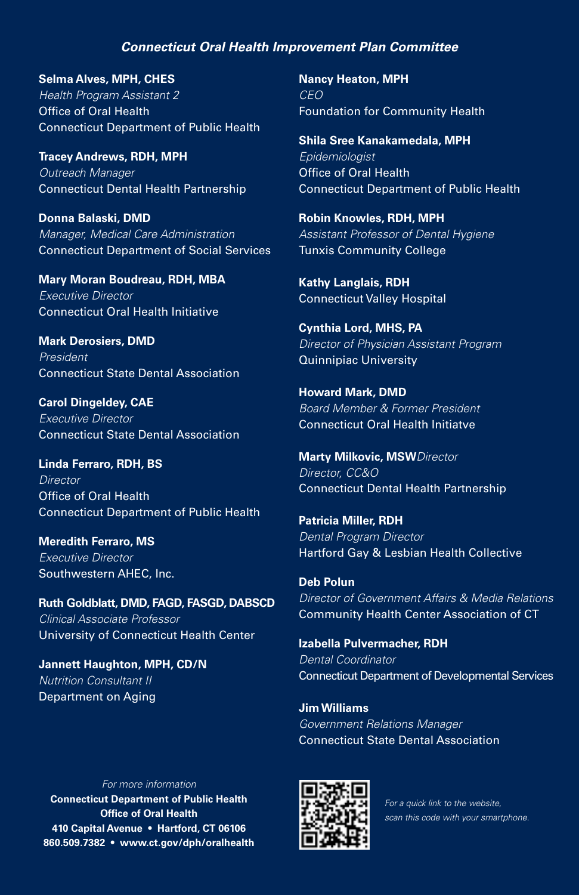## *Connecticut Oral Health Improvement Plan Committee*

**Selma Alves, MPH, CHES**
*Health Program Assistant 2*
Office of Oral Health
Connecticut Department of Public Health

**Tracey Andrews, RDH, MPH**
*Outreach Manager*
Connecticut Dental Health Partnership

**Donna Balaski, DMD**
*Manager, Medical Care Administration*
Connecticut Department of Social Services

**Mary Moran Boudreau, RDH, MBA**
*Executive Director*
Connecticut Oral Health Initiative

**Mark Derosiers, DMD**
*President*
Connecticut State Dental Association

**Carol Dingeldey, CAE**
*Executive Director*
Connecticut State Dental Association

**Linda Ferraro, RDH, BS**
*Director*
Office of Oral Health
Connecticut Department of Public Health

**Meredith Ferraro, MS**
*Executive Director*
Southwestern AHEC, Inc.

**Ruth Goldblatt, DMD, FAGD, FASGD, DABSCD**
*Clinical Associate Professor*
University of Connecticut Health Center

**Jannett Haughton, MPH, CD/N**
*Nutrition Consultant II*
Department on Aging

**Nancy Heaton, MPH**
*CEO*
Foundation for Community Health

**Shila Sree Kanakamedala, MPH**
*Epidemiologist*
Office of Oral Health
Connecticut Department of Public Health

**Robin Knowles, RDH, MPH**
*Assistant Professor of Dental Hygiene*
Tunxis Community College

**Kathy Langlais, RDH**
Connecticut Valley Hospital

**Cynthia Lord, MHS, PA**
*Director of Physician Assistant Program*
Quinnipiac University

**Howard Mark, DMD**
*Board Member & Former President*
Connecticut Oral Health Initiatve

**Marty Milkovic, MSW** *Director*
*Director, CC&O*
Connecticut Dental Health Partnership

**Patricia Miller, RDH**
*Dental Program Director*
Hartford Gay & Lesbian Health Collective

**Deb Polun**
*Director of Government Affairs & Media Relations*
Community Health Center Association of CT

**Izabella Pulvermacher, RDH**
*Dental Coordinator*
Connecticut Department of Developmental Services

**Jim Williams**
*Government Relations Manager*
Connecticut State Dental Association

*For more information*
**Connecticut Department of Public Health**
**Office of Oral Health**
**410 Capital Avenue • Hartford, CT 06106**
**860.509.7382 • www.ct.gov/dph/oralhealth**

*For a quick link to the website, scan this code with your smartphone.*